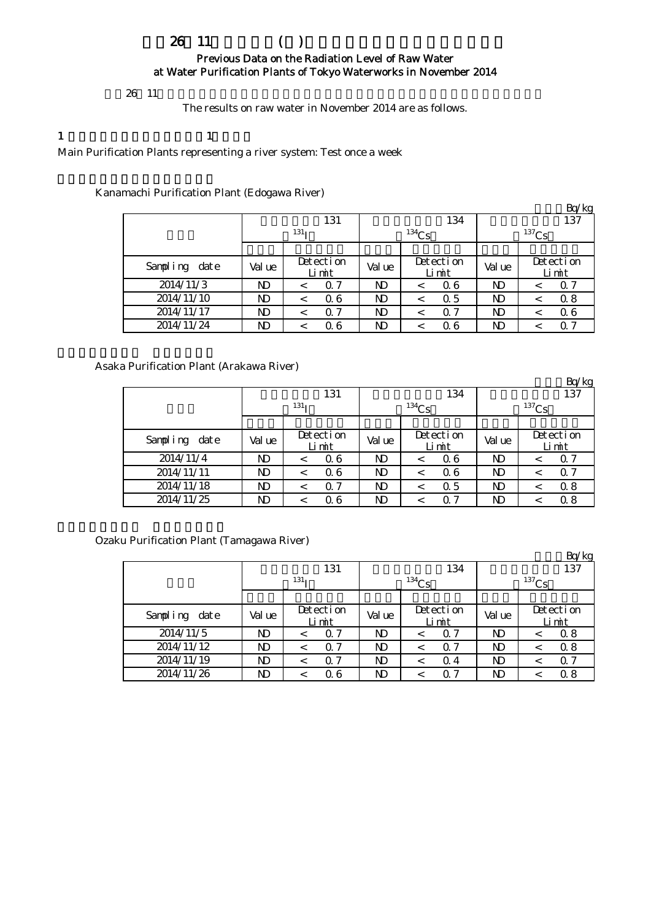# 26 11 ( )

## Previous Data on the Radiation Level of Raw Water at Water Purification Plants of Tokyo Waterworks in November 2014

26 11

The results on raw water in November 2014 are as follows.

1 1

Main Purification Plants representing a river system: Test once a week

### Kanamachi Purification Plant (Edogawa River)

Bq/kg

| | 131 ($^{131}$I) | | | 134 ($^{134}$Cs) | | | 137 ($^{137}$Cs) | | |
|---|---|---|---|---|---|---|---|---|---|
| Sampling date | Value | Detection Limit | | Value | Detection Limit | | Value | Detection Limit | |
| 2014/11/3 | ND | < | 0.7 | ND | < | 0.6 | ND | < | 0.7 |
| 2014/11/10 | ND | < | 0.6 | ND | < | 0.5 | ND | < | 0.8 |
| 2014/11/17 | ND | < | 0.7 | ND | < | 0.7 | ND | < | 0.6 |
| 2014/11/24 | ND | < | 0.6 | ND | < | 0.6 | ND | < | 0.7 |

### Asaka Purification Plant (Arakawa River)

Bq/kg

| | 131 ($^{131}$I) | | | 134 ($^{134}$Cs) | | | 137 ($^{137}$Cs) | | |
|---|---|---|---|---|---|---|---|---|---|
| Sampling date | Value | Detection Limit | | Value | Detection Limit | | Value | Detection Limit | |
| 2014/11/4 | ND | < | 0.6 | ND | < | 0.6 | ND | < | 0.7 |
| 2014/11/11 | ND | < | 0.6 | ND | < | 0.6 | ND | < | 0.7 |
| 2014/11/18 | ND | < | 0.7 | ND | < | 0.5 | ND | < | 0.8 |
| 2014/11/25 | ND | < | 0.6 | ND | < | 0.7 | ND | < | 0.8 |

### Ozaku Purification Plant (Tamagawa River)

Bq/kg

| | 131 ($^{131}$I) | | | 134 ($^{134}$Cs) | | | 137 ($^{137}$Cs) | | |
|---|---|---|---|---|---|---|---|---|---|
| Sampling date | Value | Detection Limit | | Value | Detection Limit | | Value | Detection Limit | |
| 2014/11/5 | ND | < | 0.7 | ND | < | 0.7 | ND | < | 0.8 |
| 2014/11/12 | ND | < | 0.7 | ND | < | 0.7 | ND | < | 0.8 |
| 2014/11/19 | ND | < | 0.7 | ND | < | 0.4 | ND | < | 0.7 |
| 2014/11/26 | ND | < | 0.6 | ND | < | 0.7 | ND | < | 0.8 |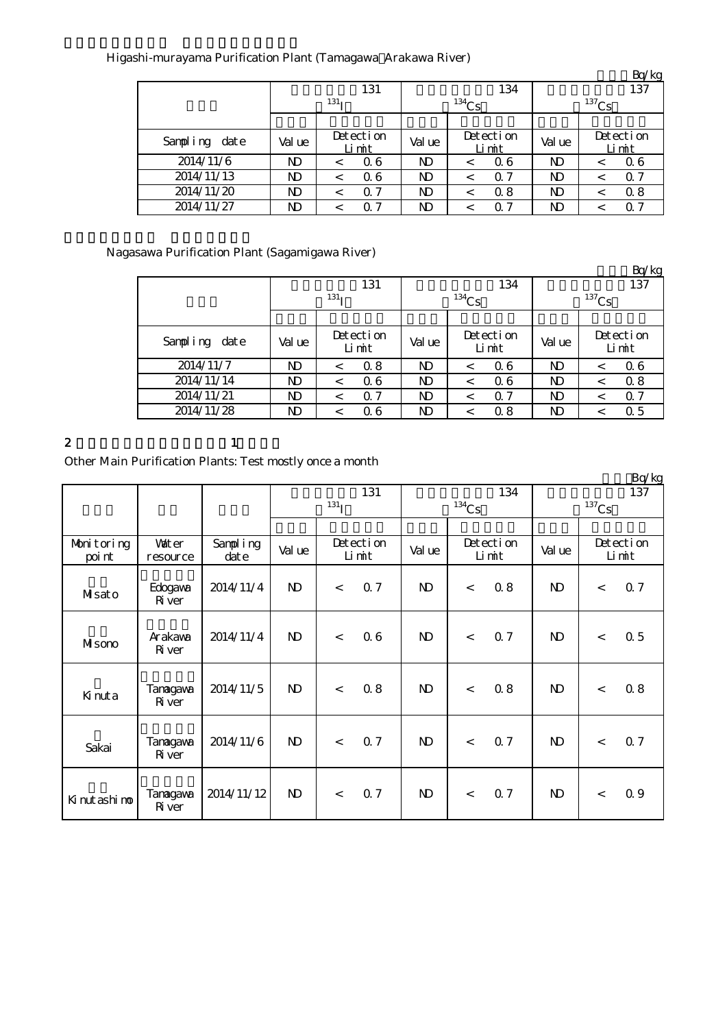Higashi-murayama Purification Plant (Tamagawa Arakawa River)

Bq/kg

| | 131 $^{131}$I | | | 134 $^{134}$Cs | | | 137 $^{137}$Cs | | |
|---|---|---|---|---|---|---|---|---|---|
| Sampling date | Value | Detection Limit | | Value | Detection Limit | | Value | Detection Limit | |
| 2014/11/6 | ND | < | 0.6 | ND | < | 0.6 | ND | < | 0.6 |
| 2014/11/13 | ND | < | 0.6 | ND | < | 0.7 | ND | < | 0.7 |
| 2014/11/20 | ND | < | 0.7 | ND | < | 0.8 | ND | < | 0.8 |
| 2014/11/27 | ND | < | 0.7 | ND | < | 0.7 | ND | < | 0.7 |

Nagasawa Purification Plant (Sagamigawa River)

Bq/kg

| | 131 $^{131}$I | | | 134 $^{134}$Cs | | | 137 $^{137}$Cs | | |
|---|---|---|---|---|---|---|---|---|---|
| Sampling date | Value | Detection Limit | | Value | Detection Limit | | Value | Detection Limit | |
| 2014/11/7 | ND | < | 0.8 | ND | < | 0.6 | ND | < | 0.6 |
| 2014/11/14 | ND | < | 0.6 | ND | < | 0.6 | ND | < | 0.8 |
| 2014/11/21 | ND | < | 0.7 | ND | < | 0.7 | ND | < | 0.7 |
| 2014/11/28 | ND | < | 0.6 | ND | < | 0.8 | ND | < | 0.5 |

2 1

Other Main Purification Plants: Test mostly once a month

Bq/kg

| | | | 131 $^{131}$I | | | 134 $^{134}$Cs | | | 137 $^{137}$Cs | | |
|---|---|---|---|---|---|---|---|---|---|---|---|
| Monitoring point | Water resource | Sampling date | Value | Detection Limit | | Value | Detection Limit | | Value | Detection Limit | |
| Misato | Edogawa River | 2014/11/4 | ND | < | 0.7 | ND | < | 0.8 | ND | < | 0.7 |
| Misono | Arakawa River | 2014/11/4 | ND | < | 0.6 | ND | < | 0.7 | ND | < | 0.5 |
| Kinuta | Tamagawa River | 2014/11/5 | ND | < | 0.8 | ND | < | 0.8 | ND | < | 0.8 |
| Sakai | Tamagawa River | 2014/11/6 | ND | < | 0.7 | ND | < | 0.7 | ND | < | 0.7 |
| Kinutashimo | Tamagawa River | 2014/11/12 | ND | < | 0.7 | ND | < | 0.7 | ND | < | 0.9 |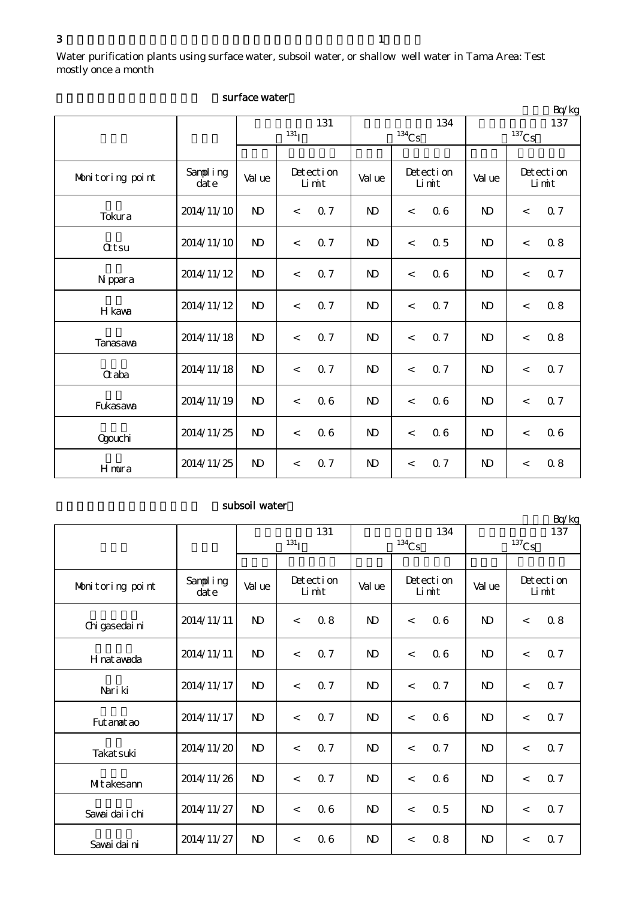3 1

Water purification plants using surface water, subsoil water, or shallow well water in Tama Area: Test mostly once a month

surface water

Bq/kg

| | | 131 $^{131}$I | | | 134 $^{134}$Cs | | | 137 $^{137}$Cs | | |
|---|---|---|---|---|---|---|---|---|---|---|
| Monitoring point | Sampling date | Value | Detection Limit | | Value | Detection Limit | | Value | Detection Limit | |
| Tokura | 2014/11/10 | ND | < | 0.7 | ND | < | 0.6 | ND | < | 0.7 |
| Ottsu | 2014/11/10 | ND | < | 0.7 | ND | < | 0.5 | ND | < | 0.8 |
| Nippara | 2014/11/12 | ND | < | 0.7 | ND | < | 0.6 | ND | < | 0.7 |
| Hikawa | 2014/11/12 | ND | < | 0.7 | ND | < | 0.7 | ND | < | 0.8 |
| Tanasawa | 2014/11/18 | ND | < | 0.7 | ND | < | 0.7 | ND | < | 0.8 |
| Otaba | 2014/11/18 | ND | < | 0.7 | ND | < | 0.7 | ND | < | 0.7 |
| Fukasawa | 2014/11/19 | ND | < | 0.6 | ND | < | 0.6 | ND | < | 0.7 |
| Ogouchi | 2014/11/25 | ND | < | 0.6 | ND | < | 0.6 | ND | < | 0.6 |
| Himura | 2014/11/25 | ND | < | 0.7 | ND | < | 0.7 | ND | < | 0.8 |

subsoil water

Bq/kg

| | | 131 $^{131}$I | | | 134 $^{134}$Cs | | | 137 $^{137}$Cs | | |
|---|---|---|---|---|---|---|---|---|---|---|
| Monitoring point | Sampling date | Value | Detection Limit | | Value | Detection Limit | | Value | Detection Limit | |
| Chigasedaini | 2014/11/11 | ND | < | 0.8 | ND | < | 0.6 | ND | < | 0.8 |
| Hinatawada | 2014/11/11 | ND | < | 0.7 | ND | < | 0.6 | ND | < | 0.7 |
| Nariki | 2014/11/17 | ND | < | 0.7 | ND | < | 0.7 | ND | < | 0.7 |
| Futamatao | 2014/11/17 | ND | < | 0.7 | ND | < | 0.6 | ND | < | 0.7 |
| Takatsuki | 2014/11/20 | ND | < | 0.7 | ND | < | 0.7 | ND | < | 0.7 |
| Mitakesann | 2014/11/26 | ND | < | 0.7 | ND | < | 0.6 | ND | < | 0.7 |
| Sawaidaiichi | 2014/11/27 | ND | < | 0.6 | ND | < | 0.5 | ND | < | 0.7 |
| Sawaidaini | 2014/11/27 | ND | < | 0.6 | ND | < | 0.8 | ND | < | 0.7 |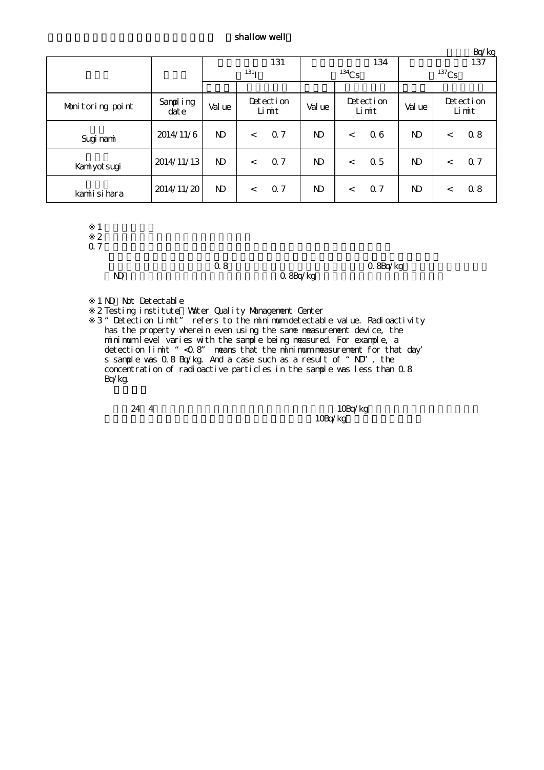shallow well

Bq/kg

| | | 131 $^{131}$I | | 134 $^{134}$Cs | | 137 $^{137}$Cs | |
|---|---|---|---|---|---|---|---|
| Monitoring point | Sampling date | Value | Detection Limit | Value | Detection Limit | Value | Detection Limit |
| Suginami | 2014/11/6 | ND | < 0.7 | ND | < 0.6 | ND | < 0.8 |
| Kamiyotsugi | 2014/11/13 | ND | < 0.7 | ND | < 0.5 | ND | < 0.7 |
| kamiisihara | 2014/11/20 | ND | < 0.7 | ND | < 0.7 | ND | < 0.8 |

※1

※2

0.7

0.8 0.8Bq/kg

ND 0.8Bq/kg

※1 ND Not Detectable

※2 Testing institute Water Quality Management Center

※3 "Detection Limit" refers to the minimum detectable value. Radioactivity has the property wherein even using the same measurement device, the minimum level varies with the sample being measured. For example, a detection limit "<0.8" means that the minimum measurement for that day's sample was 0.8 Bq/kg. And a case such as a result of "ND", the concentration of radioactive particles in the sample was less than 0.8 Bq/kg.

24 4 10Bq/kg

10Bq/kg